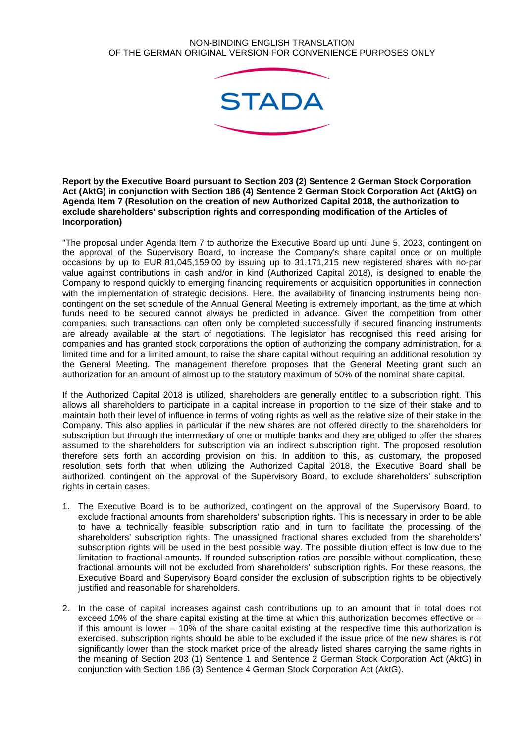NON-BINDING ENGLISH TRANSLATION
OF THE GERMAN ORIGINAL VERSION FOR CONVENIENCE PURPOSES ONLY

STADA

**Report by the Executive Board pursuant to Section 203 (2) Sentence 2 German Stock Corporation Act (AktG) in conjunction with Section 186 (4) Sentence 2 German Stock Corporation Act (AktG) on Agenda Item 7 (Resolution on the creation of new Authorized Capital 2018, the authorization to exclude shareholders' subscription rights and corresponding modification of the Articles of Incorporation)**

"The proposal under Agenda Item 7 to authorize the Executive Board up until June 5, 2023, contingent on the approval of the Supervisory Board, to increase the Company's share capital once or on multiple occasions by up to EUR 81,045,159.00 by issuing up to 31,171,215 new registered shares with no-par value against contributions in cash and/or in kind (Authorized Capital 2018), is designed to enable the Company to respond quickly to emerging financing requirements or acquisition opportunities in connection with the implementation of strategic decisions. Here, the availability of financing instruments being non-contingent on the set schedule of the Annual General Meeting is extremely important, as the time at which funds need to be secured cannot always be predicted in advance. Given the competition from other companies, such transactions can often only be completed successfully if secured financing instruments are already available at the start of negotiations. The legislator has recognised this need arising for companies and has granted stock corporations the option of authorizing the company administration, for a limited time and for a limited amount, to raise the share capital without requiring an additional resolution by the General Meeting. The management therefore proposes that the General Meeting grant such an authorization for an amount of almost up to the statutory maximum of 50% of the nominal share capital.

If the Authorized Capital 2018 is utilized, shareholders are generally entitled to a subscription right. This allows all shareholders to participate in a capital increase in proportion to the size of their stake and to maintain both their level of influence in terms of voting rights as well as the relative size of their stake in the Company. This also applies in particular if the new shares are not offered directly to the shareholders for subscription but through the intermediary of one or multiple banks and they are obliged to offer the shares assumed to the shareholders for subscription via an indirect subscription right. The proposed resolution therefore sets forth an according provision on this. In addition to this, as customary, the proposed resolution sets forth that when utilizing the Authorized Capital 2018, the Executive Board shall be authorized, contingent on the approval of the Supervisory Board, to exclude shareholders' subscription rights in certain cases.

1. The Executive Board is to be authorized, contingent on the approval of the Supervisory Board, to exclude fractional amounts from shareholders' subscription rights. This is necessary in order to be able to have a technically feasible subscription ratio and in turn to facilitate the processing of the shareholders' subscription rights. The unassigned fractional shares excluded from the shareholders' subscription rights will be used in the best possible way. The possible dilution effect is low due to the limitation to fractional amounts. If rounded subscription ratios are possible without complication, these fractional amounts will not be excluded from shareholders' subscription rights. For these reasons, the Executive Board and Supervisory Board consider the exclusion of subscription rights to be objectively justified and reasonable for shareholders.

2. In the case of capital increases against cash contributions up to an amount that in total does not exceed 10% of the share capital existing at the time at which this authorization becomes effective or – if this amount is lower – 10% of the share capital existing at the respective time this authorization is exercised, subscription rights should be able to be excluded if the issue price of the new shares is not significantly lower than the stock market price of the already listed shares carrying the same rights in the meaning of Section 203 (1) Sentence 1 and Sentence 2 German Stock Corporation Act (AktG) in conjunction with Section 186 (3) Sentence 4 German Stock Corporation Act (AktG).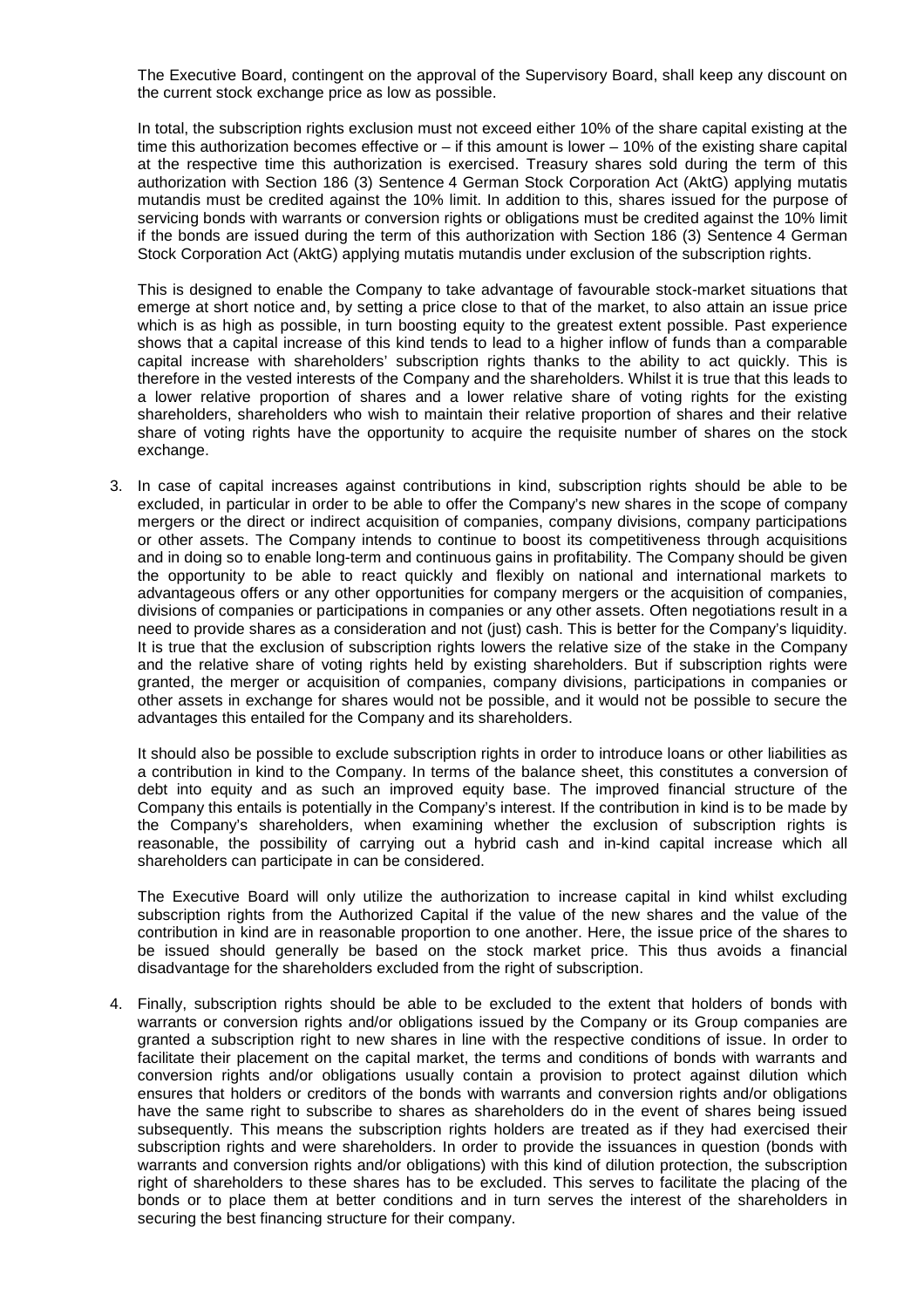The Executive Board, contingent on the approval of the Supervisory Board, shall keep any discount on the current stock exchange price as low as possible.

In total, the subscription rights exclusion must not exceed either 10% of the share capital existing at the time this authorization becomes effective or – if this amount is lower – 10% of the existing share capital at the respective time this authorization is exercised. Treasury shares sold during the term of this authorization with Section 186 (3) Sentence 4 German Stock Corporation Act (AktG) applying mutatis mutandis must be credited against the 10% limit. In addition to this, shares issued for the purpose of servicing bonds with warrants or conversion rights or obligations must be credited against the 10% limit if the bonds are issued during the term of this authorization with Section 186 (3) Sentence 4 German Stock Corporation Act (AktG) applying mutatis mutandis under exclusion of the subscription rights.

This is designed to enable the Company to take advantage of favourable stock-market situations that emerge at short notice and, by setting a price close to that of the market, to also attain an issue price which is as high as possible, in turn boosting equity to the greatest extent possible. Past experience shows that a capital increase of this kind tends to lead to a higher inflow of funds than a comparable capital increase with shareholders' subscription rights thanks to the ability to act quickly. This is therefore in the vested interests of the Company and the shareholders. Whilst it is true that this leads to a lower relative proportion of shares and a lower relative share of voting rights for the existing shareholders, shareholders who wish to maintain their relative proportion of shares and their relative share of voting rights have the opportunity to acquire the requisite number of shares on the stock exchange.

3. In case of capital increases against contributions in kind, subscription rights should be able to be excluded, in particular in order to be able to offer the Company's new shares in the scope of company mergers or the direct or indirect acquisition of companies, company divisions, company participations or other assets. The Company intends to continue to boost its competitiveness through acquisitions and in doing so to enable long-term and continuous gains in profitability. The Company should be given the opportunity to be able to react quickly and flexibly on national and international markets to advantageous offers or any other opportunities for company mergers or the acquisition of companies, divisions of companies or participations in companies or any other assets. Often negotiations result in a need to provide shares as a consideration and not (just) cash. This is better for the Company's liquidity. It is true that the exclusion of subscription rights lowers the relative size of the stake in the Company and the relative share of voting rights held by existing shareholders. But if subscription rights were granted, the merger or acquisition of companies, company divisions, participations in companies or other assets in exchange for shares would not be possible, and it would not be possible to secure the advantages this entailed for the Company and its shareholders.

   It should also be possible to exclude subscription rights in order to introduce loans or other liabilities as a contribution in kind to the Company. In terms of the balance sheet, this constitutes a conversion of debt into equity and as such an improved equity base. The improved financial structure of the Company this entails is potentially in the Company's interest. If the contribution in kind is to be made by the Company's shareholders, when examining whether the exclusion of subscription rights is reasonable, the possibility of carrying out a hybrid cash and in-kind capital increase which all shareholders can participate in can be considered.

   The Executive Board will only utilize the authorization to increase capital in kind whilst excluding subscription rights from the Authorized Capital if the value of the new shares and the value of the contribution in kind are in reasonable proportion to one another. Here, the issue price of the shares to be issued should generally be based on the stock market price. This thus avoids a financial disadvantage for the shareholders excluded from the right of subscription.

4. Finally, subscription rights should be able to be excluded to the extent that holders of bonds with warrants or conversion rights and/or obligations issued by the Company or its Group companies are granted a subscription right to new shares in line with the respective conditions of issue. In order to facilitate their placement on the capital market, the terms and conditions of bonds with warrants and conversion rights and/or obligations usually contain a provision to protect against dilution which ensures that holders or creditors of the bonds with warrants and conversion rights and/or obligations have the same right to subscribe to shares as shareholders do in the event of shares being issued subsequently. This means the subscription rights holders are treated as if they had exercised their subscription rights and were shareholders. In order to provide the issuances in question (bonds with warrants and conversion rights and/or obligations) with this kind of dilution protection, the subscription right of shareholders to these shares has to be excluded. This serves to facilitate the placing of the bonds or to place them at better conditions and in turn serves the interest of the shareholders in securing the best financing structure for their company.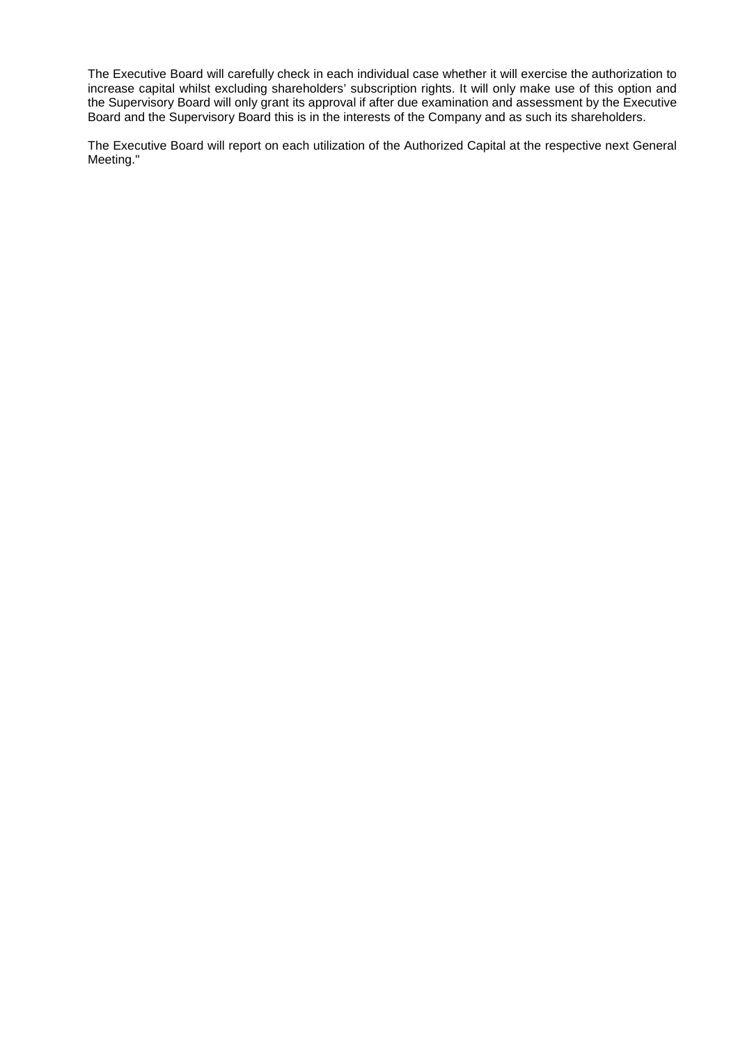The Executive Board will carefully check in each individual case whether it will exercise the authorization to increase capital whilst excluding shareholders' subscription rights. It will only make use of this option and the Supervisory Board will only grant its approval if after due examination and assessment by the Executive Board and the Supervisory Board this is in the interests of the Company and as such its shareholders.

The Executive Board will report on each utilization of the Authorized Capital at the respective next General Meeting."